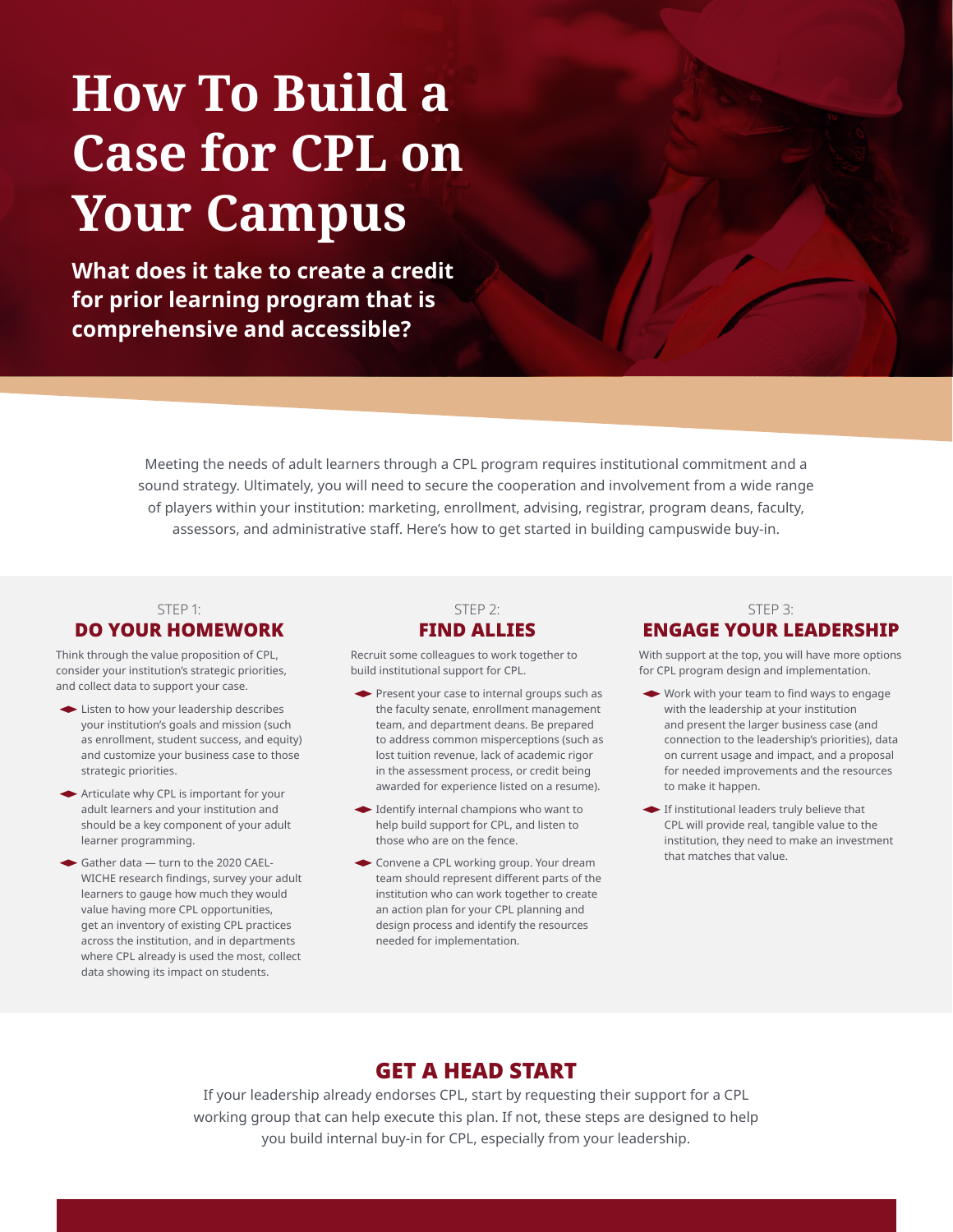# How To Build a Case for CPL on Your Campus

**What does it take to create a credit for prior learning program that is comprehensive and accessible?**

Meeting the needs of adult learners through a CPL program requires institutional commitment and a sound strategy. Ultimately, you will need to secure the cooperation and involvement from a wide range of players within your institution: marketing, enrollment, advising, registrar, program deans, faculty, assessors, and administrative staff. Here's how to get started in building campuswide buy-in.

STEP 1:

## DO YOUR HOMEWORK

Think through the value proposition of CPL, consider your institution's strategic priorities, and collect data to support your case.

- Listen to how your leadership describes your institution's goals and mission (such as enrollment, student success, and equity) and customize your business case to those strategic priorities.
- Articulate why CPL is important for your adult learners and your institution and should be a key component of your adult learner programming.
- Gather data — turn to the 2020 CAEL-WICHE research findings, survey your adult learners to gauge how much they would value having more CPL opportunities, get an inventory of existing CPL practices across the institution, and in departments where CPL already is used the most, collect data showing its impact on students.

STEP 2:

## FIND ALLIES

Recruit some colleagues to work together to build institutional support for CPL.

- Present your case to internal groups such as the faculty senate, enrollment management team, and department deans. Be prepared to address common misperceptions (such as lost tuition revenue, lack of academic rigor in the assessment process, or credit being awarded for experience listed on a resume).
- Identify internal champions who want to help build support for CPL, and listen to those who are on the fence.
- Convene a CPL working group. Your dream team should represent different parts of the institution who can work together to create an action plan for your CPL planning and design process and identify the resources needed for implementation.

STEP 3:

## ENGAGE YOUR LEADERSHIP

With support at the top, you will have more options for CPL program design and implementation.

- Work with your team to find ways to engage with the leadership at your institution and present the larger business case (and connection to the leadership's priorities), data on current usage and impact, and a proposal for needed improvements and the resources to make it happen.
- If institutional leaders truly believe that CPL will provide real, tangible value to the institution, they need to make an investment that matches that value.

## GET A HEAD START

If your leadership already endorses CPL, start by requesting their support for a CPL working group that can help execute this plan. If not, these steps are designed to help you build internal buy-in for CPL, especially from your leadership.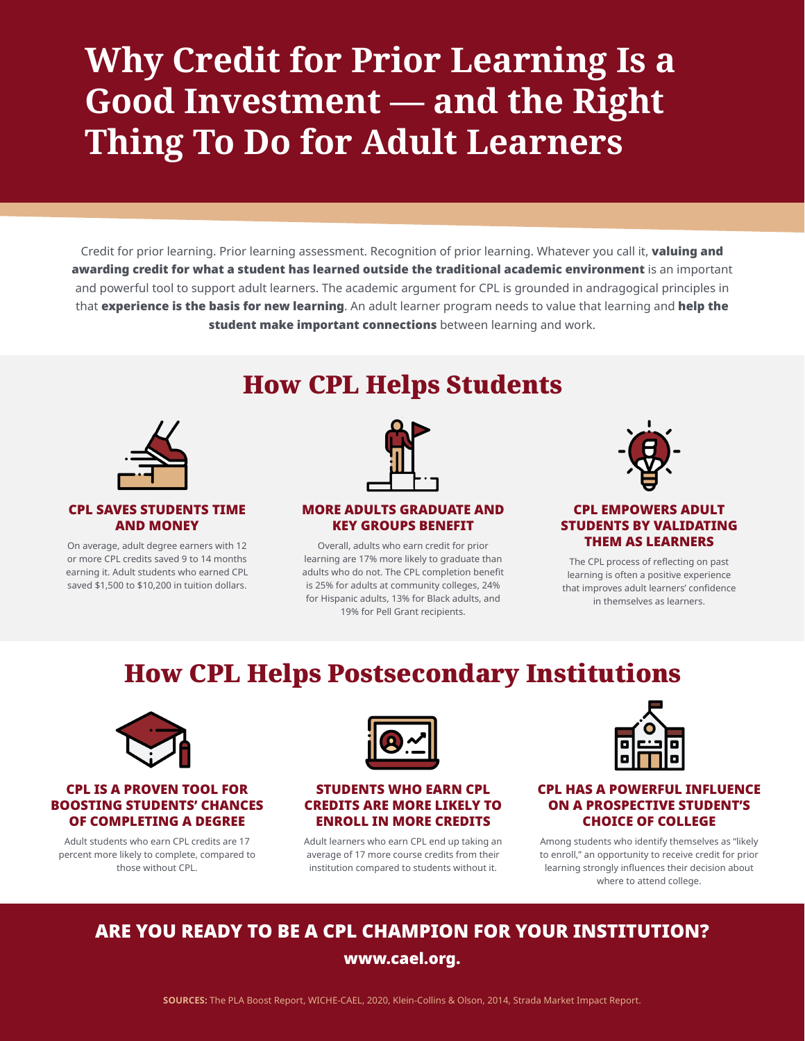# Why Credit for Prior Learning Is a Good Investment — and the Right Thing To Do for Adult Learners

Credit for prior learning. Prior learning assessment. Recognition of prior learning. Whatever you call it, **valuing and awarding credit for what a student has learned outside the traditional academic environment** is an important and powerful tool to support adult learners. The academic argument for CPL is grounded in andragogical principles in that **experience is the basis for new learning**. An adult learner program needs to value that learning and **help the student make important connections** between learning and work.

## How CPL Helps Students

### CPL SAVES STUDENTS TIME AND MONEY

On average, adult degree earners with 12 or more CPL credits saved 9 to 14 months earning it. Adult students who earned CPL saved $1,500 to $10,200 in tuition dollars.

### MORE ADULTS GRADUATE AND KEY GROUPS BENEFIT

Overall, adults who earn credit for prior learning are 17% more likely to graduate than adults who do not. The CPL completion benefit is 25% for adults at community colleges, 24% for Hispanic adults, 13% for Black adults, and 19% for Pell Grant recipients.

### CPL EMPOWERS ADULT STUDENTS BY VALIDATING THEM AS LEARNERS

The CPL process of reflecting on past learning is often a positive experience that improves adult learners' confidence in themselves as learners.

## How CPL Helps Postsecondary Institutions

### CPL IS A PROVEN TOOL FOR BOOSTING STUDENTS' CHANCES OF COMPLETING A DEGREE

Adult students who earn CPL credits are 17 percent more likely to complete, compared to those without CPL.

### STUDENTS WHO EARN CPL CREDITS ARE MORE LIKELY TO ENROLL IN MORE CREDITS

Adult learners who earn CPL end up taking an average of 17 more course credits from their institution compared to students without it.

### CPL HAS A POWERFUL INFLUENCE ON A PROSPECTIVE STUDENT'S CHOICE OF COLLEGE

Among students who identify themselves as "likely to enroll," an opportunity to receive credit for prior learning strongly influences their decision about where to attend college.

## ARE YOU READY TO BE A CPL CHAMPION FOR YOUR INSTITUTION?

**www.cael.org.**

**SOURCES:** The PLA Boost Report, WICHE-CAEL, 2020, Klein-Collins & Olson, 2014, Strada Market Impact Report.